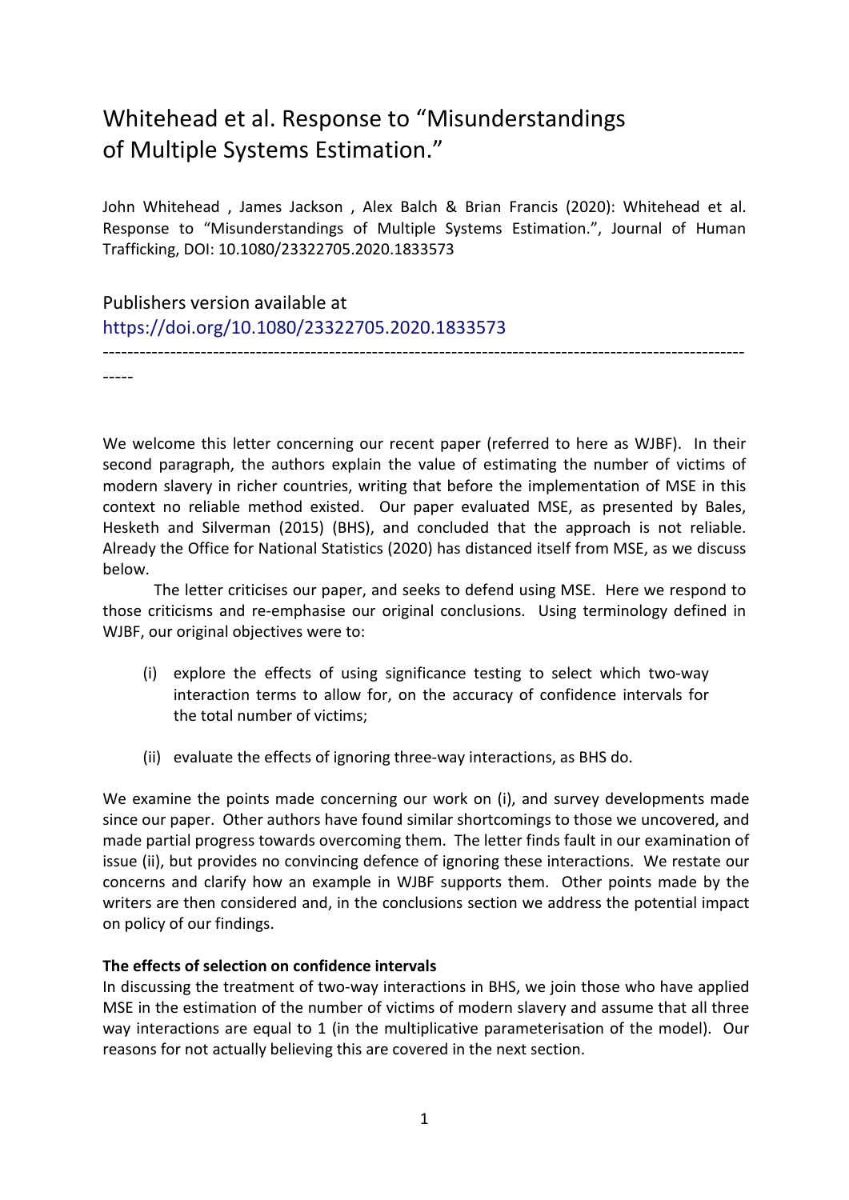# Whitehead et al. Response to "Misunderstandings of Multiple Systems Estimation."

John Whitehead , James Jackson , Alex Balch & Brian Francis (2020): Whitehead et al. Response to "Misunderstandings of Multiple Systems Estimation.", Journal of Human Trafficking, DOI: 10.1080/23322705.2020.1833573

Publishers version available at
https://doi.org/10.1080/23322705.2020.1833573

---

We welcome this letter concerning our recent paper (referred to here as WJBF). In their second paragraph, the authors explain the value of estimating the number of victims of modern slavery in richer countries, writing that before the implementation of MSE in this context no reliable method existed. Our paper evaluated MSE, as presented by Bales, Hesketh and Silverman (2015) (BHS), and concluded that the approach is not reliable. Already the Office for National Statistics (2020) has distanced itself from MSE, as we discuss below.

The letter criticises our paper, and seeks to defend using MSE. Here we respond to those criticisms and re-emphasise our original conclusions. Using terminology defined in WJBF, our original objectives were to:

(i) explore the effects of using significance testing to select which two-way interaction terms to allow for, on the accuracy of confidence intervals for the total number of victims;

(ii) evaluate the effects of ignoring three-way interactions, as BHS do.

We examine the points made concerning our work on (i), and survey developments made since our paper. Other authors have found similar shortcomings to those we uncovered, and made partial progress towards overcoming them. The letter finds fault in our examination of issue (ii), but provides no convincing defence of ignoring these interactions. We restate our concerns and clarify how an example in WJBF supports them. Other points made by the writers are then considered and, in the conclusions section we address the potential impact on policy of our findings.

**The effects of selection on confidence intervals**

In discussing the treatment of two-way interactions in BHS, we join those who have applied MSE in the estimation of the number of victims of modern slavery and assume that all three way interactions are equal to 1 (in the multiplicative parameterisation of the model). Our reasons for not actually believing this are covered in the next section.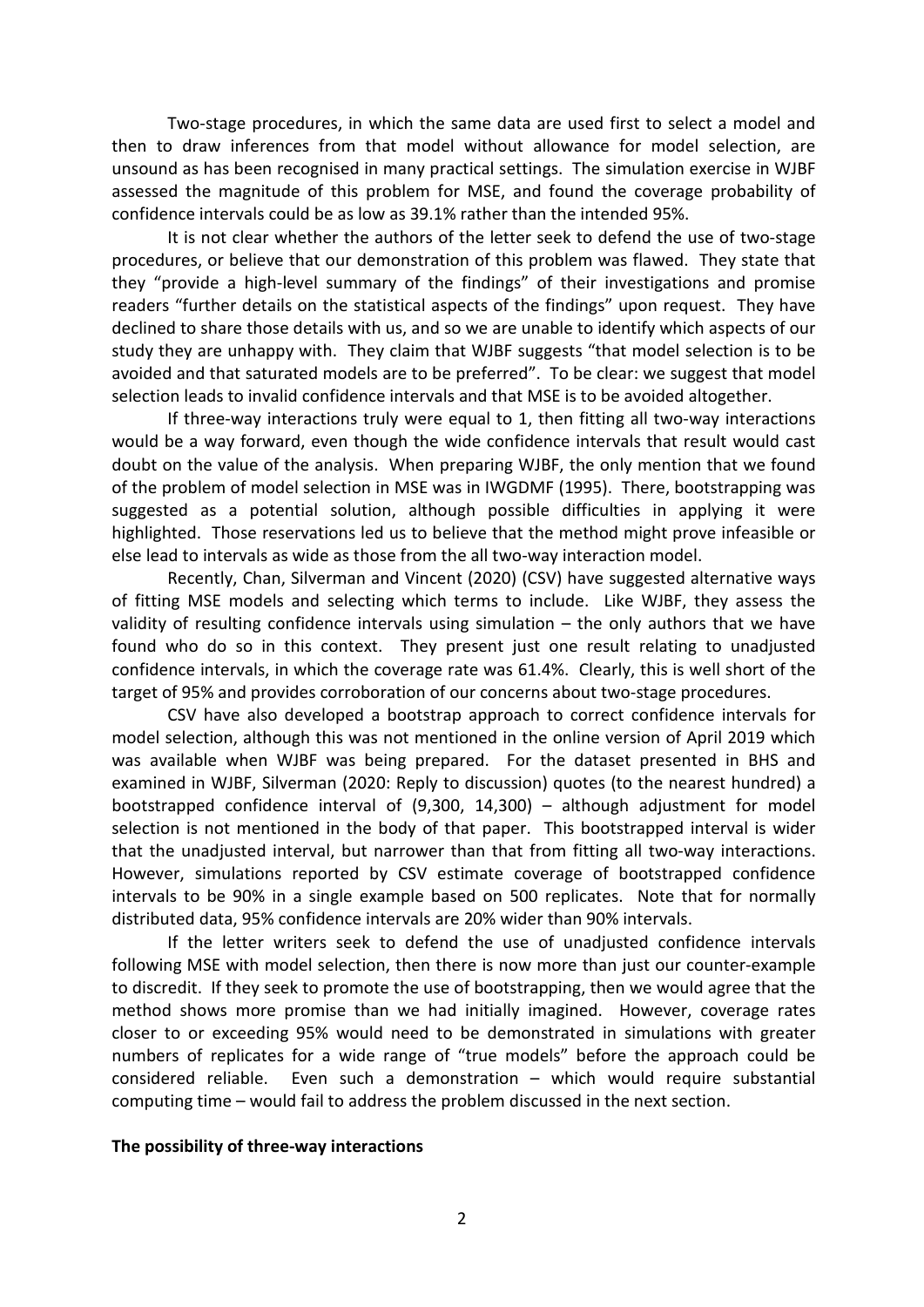Two-stage procedures, in which the same data are used first to select a model and then to draw inferences from that model without allowance for model selection, are unsound as has been recognised in many practical settings. The simulation exercise in WJBF assessed the magnitude of this problem for MSE, and found the coverage probability of confidence intervals could be as low as 39.1% rather than the intended 95%.

It is not clear whether the authors of the letter seek to defend the use of two-stage procedures, or believe that our demonstration of this problem was flawed. They state that they "provide a high-level summary of the findings" of their investigations and promise readers "further details on the statistical aspects of the findings" upon request. They have declined to share those details with us, and so we are unable to identify which aspects of our study they are unhappy with. They claim that WJBF suggests "that model selection is to be avoided and that saturated models are to be preferred". To be clear: we suggest that model selection leads to invalid confidence intervals and that MSE is to be avoided altogether.

If three-way interactions truly were equal to 1, then fitting all two-way interactions would be a way forward, even though the wide confidence intervals that result would cast doubt on the value of the analysis. When preparing WJBF, the only mention that we found of the problem of model selection in MSE was in IWGDMF (1995). There, bootstrapping was suggested as a potential solution, although possible difficulties in applying it were highlighted. Those reservations led us to believe that the method might prove infeasible or else lead to intervals as wide as those from the all two-way interaction model.

Recently, Chan, Silverman and Vincent (2020) (CSV) have suggested alternative ways of fitting MSE models and selecting which terms to include. Like WJBF, they assess the validity of resulting confidence intervals using simulation – the only authors that we have found who do so in this context. They present just one result relating to unadjusted confidence intervals, in which the coverage rate was 61.4%. Clearly, this is well short of the target of 95% and provides corroboration of our concerns about two-stage procedures.

CSV have also developed a bootstrap approach to correct confidence intervals for model selection, although this was not mentioned in the online version of April 2019 which was available when WJBF was being prepared. For the dataset presented in BHS and examined in WJBF, Silverman (2020: Reply to discussion) quotes (to the nearest hundred) a bootstrapped confidence interval of (9,300, 14,300) – although adjustment for model selection is not mentioned in the body of that paper. This bootstrapped interval is wider that the unadjusted interval, but narrower than that from fitting all two-way interactions. However, simulations reported by CSV estimate coverage of bootstrapped confidence intervals to be 90% in a single example based on 500 replicates. Note that for normally distributed data, 95% confidence intervals are 20% wider than 90% intervals.

If the letter writers seek to defend the use of unadjusted confidence intervals following MSE with model selection, then there is now more than just our counter-example to discredit. If they seek to promote the use of bootstrapping, then we would agree that the method shows more promise than we had initially imagined. However, coverage rates closer to or exceeding 95% would need to be demonstrated in simulations with greater numbers of replicates for a wide range of "true models" before the approach could be considered reliable. Even such a demonstration – which would require substantial computing time – would fail to address the problem discussed in the next section.

**The possibility of three-way interactions**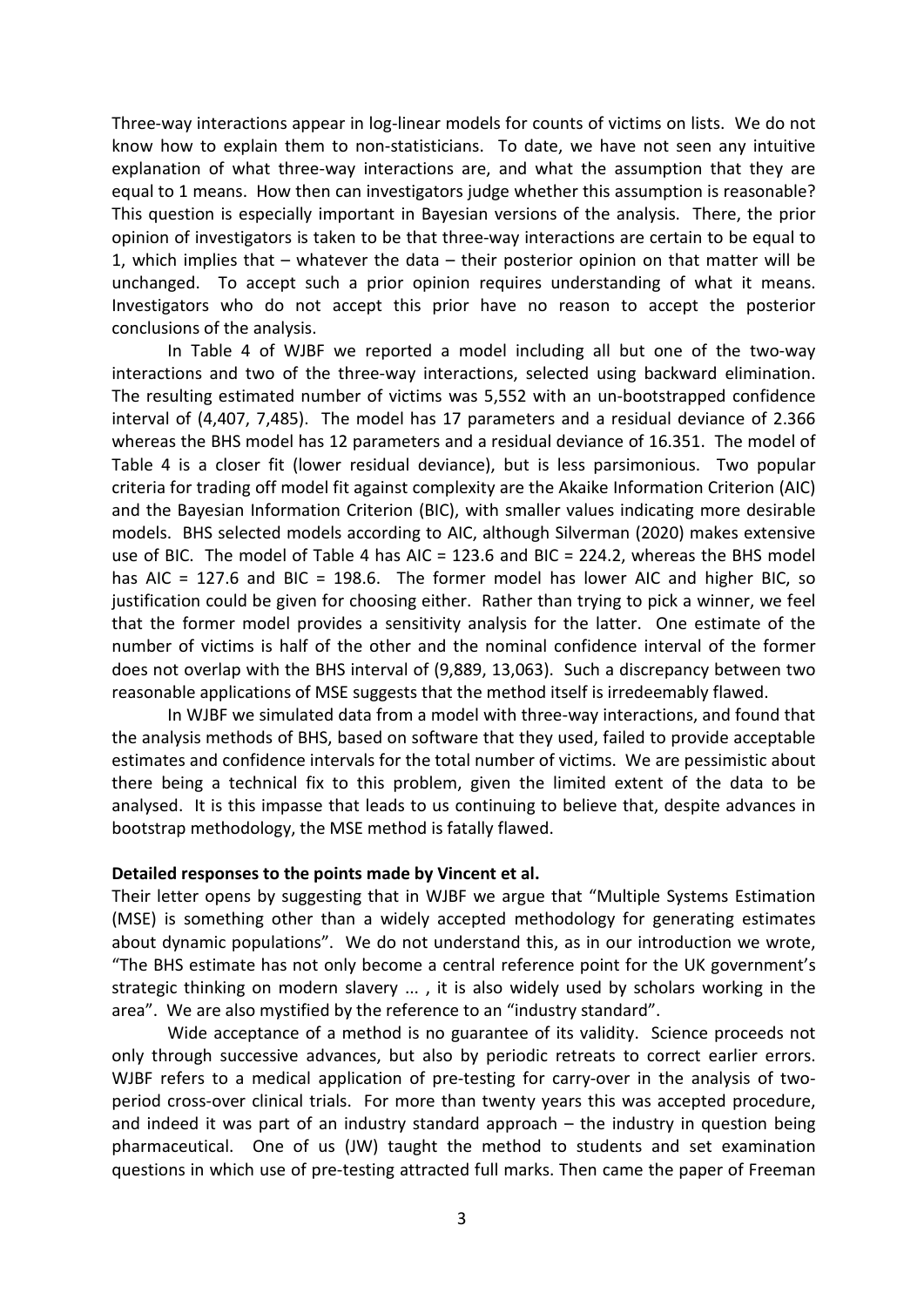Three-way interactions appear in log-linear models for counts of victims on lists. We do not know how to explain them to non-statisticians. To date, we have not seen any intuitive explanation of what three-way interactions are, and what the assumption that they are equal to 1 means. How then can investigators judge whether this assumption is reasonable? This question is especially important in Bayesian versions of the analysis. There, the prior opinion of investigators is taken to be that three-way interactions are certain to be equal to 1, which implies that – whatever the data – their posterior opinion on that matter will be unchanged. To accept such a prior opinion requires understanding of what it means. Investigators who do not accept this prior have no reason to accept the posterior conclusions of the analysis.

In Table 4 of WJBF we reported a model including all but one of the two-way interactions and two of the three-way interactions, selected using backward elimination. The resulting estimated number of victims was 5,552 with an un-bootstrapped confidence interval of (4,407, 7,485). The model has 17 parameters and a residual deviance of 2.366 whereas the BHS model has 12 parameters and a residual deviance of 16.351. The model of Table 4 is a closer fit (lower residual deviance), but is less parsimonious. Two popular criteria for trading off model fit against complexity are the Akaike Information Criterion (AIC) and the Bayesian Information Criterion (BIC), with smaller values indicating more desirable models. BHS selected models according to AIC, although Silverman (2020) makes extensive use of BIC. The model of Table 4 has AIC = 123.6 and BIC = 224.2, whereas the BHS model has AIC = 127.6 and BIC = 198.6. The former model has lower AIC and higher BIC, so justification could be given for choosing either. Rather than trying to pick a winner, we feel that the former model provides a sensitivity analysis for the latter. One estimate of the number of victims is half of the other and the nominal confidence interval of the former does not overlap with the BHS interval of (9,889, 13,063). Such a discrepancy between two reasonable applications of MSE suggests that the method itself is irredeemably flawed.

In WJBF we simulated data from a model with three-way interactions, and found that the analysis methods of BHS, based on software that they used, failed to provide acceptable estimates and confidence intervals for the total number of victims. We are pessimistic about there being a technical fix to this problem, given the limited extent of the data to be analysed. It is this impasse that leads to us continuing to believe that, despite advances in bootstrap methodology, the MSE method is fatally flawed.

**Detailed responses to the points made by Vincent et al.**

Their letter opens by suggesting that in WJBF we argue that "Multiple Systems Estimation (MSE) is something other than a widely accepted methodology for generating estimates about dynamic populations". We do not understand this, as in our introduction we wrote, "The BHS estimate has not only become a central reference point for the UK government's strategic thinking on modern slavery ... , it is also widely used by scholars working in the area". We are also mystified by the reference to an "industry standard".

Wide acceptance of a method is no guarantee of its validity. Science proceeds not only through successive advances, but also by periodic retreats to correct earlier errors. WJBF refers to a medical application of pre-testing for carry-over in the analysis of two-period cross-over clinical trials. For more than twenty years this was accepted procedure, and indeed it was part of an industry standard approach – the industry in question being pharmaceutical. One of us (JW) taught the method to students and set examination questions in which use of pre-testing attracted full marks. Then came the paper of Freeman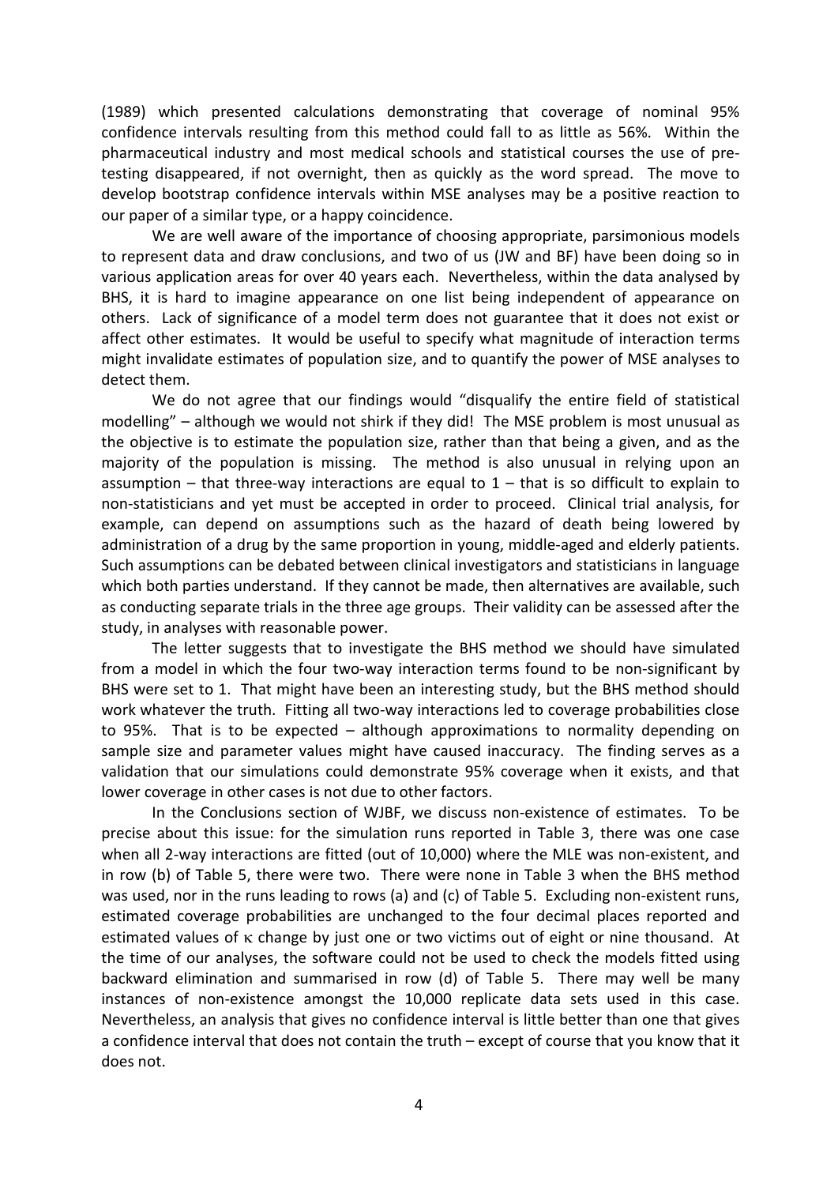(1989) which presented calculations demonstrating that coverage of nominal 95% confidence intervals resulting from this method could fall to as little as 56%. Within the pharmaceutical industry and most medical schools and statistical courses the use of pre-testing disappeared, if not overnight, then as quickly as the word spread. The move to develop bootstrap confidence intervals within MSE analyses may be a positive reaction to our paper of a similar type, or a happy coincidence.

We are well aware of the importance of choosing appropriate, parsimonious models to represent data and draw conclusions, and two of us (JW and BF) have been doing so in various application areas for over 40 years each. Nevertheless, within the data analysed by BHS, it is hard to imagine appearance on one list being independent of appearance on others. Lack of significance of a model term does not guarantee that it does not exist or affect other estimates. It would be useful to specify what magnitude of interaction terms might invalidate estimates of population size, and to quantify the power of MSE analyses to detect them.

We do not agree that our findings would "disqualify the entire field of statistical modelling" – although we would not shirk if they did! The MSE problem is most unusual as the objective is to estimate the population size, rather than that being a given, and as the majority of the population is missing. The method is also unusual in relying upon an assumption – that three-way interactions are equal to 1 – that is so difficult to explain to non-statisticians and yet must be accepted in order to proceed. Clinical trial analysis, for example, can depend on assumptions such as the hazard of death being lowered by administration of a drug by the same proportion in young, middle-aged and elderly patients. Such assumptions can be debated between clinical investigators and statisticians in language which both parties understand. If they cannot be made, then alternatives are available, such as conducting separate trials in the three age groups. Their validity can be assessed after the study, in analyses with reasonable power.

The letter suggests that to investigate the BHS method we should have simulated from a model in which the four two-way interaction terms found to be non-significant by BHS were set to 1. That might have been an interesting study, but the BHS method should work whatever the truth. Fitting all two-way interactions led to coverage probabilities close to 95%. That is to be expected – although approximations to normality depending on sample size and parameter values might have caused inaccuracy. The finding serves as a validation that our simulations could demonstrate 95% coverage when it exists, and that lower coverage in other cases is not due to other factors.

In the Conclusions section of WJBF, we discuss non-existence of estimates. To be precise about this issue: for the simulation runs reported in Table 3, there was one case when all 2-way interactions are fitted (out of 10,000) where the MLE was non-existent, and in row (b) of Table 5, there were two. There were none in Table 3 when the BHS method was used, nor in the runs leading to rows (a) and (c) of Table 5. Excluding non-existent runs, estimated coverage probabilities are unchanged to the four decimal places reported and estimated values of $\kappa$ change by just one or two victims out of eight or nine thousand. At the time of our analyses, the software could not be used to check the models fitted using backward elimination and summarised in row (d) of Table 5. There may well be many instances of non-existence amongst the 10,000 replicate data sets used in this case. Nevertheless, an analysis that gives no confidence interval is little better than one that gives a confidence interval that does not contain the truth – except of course that you know that it does not.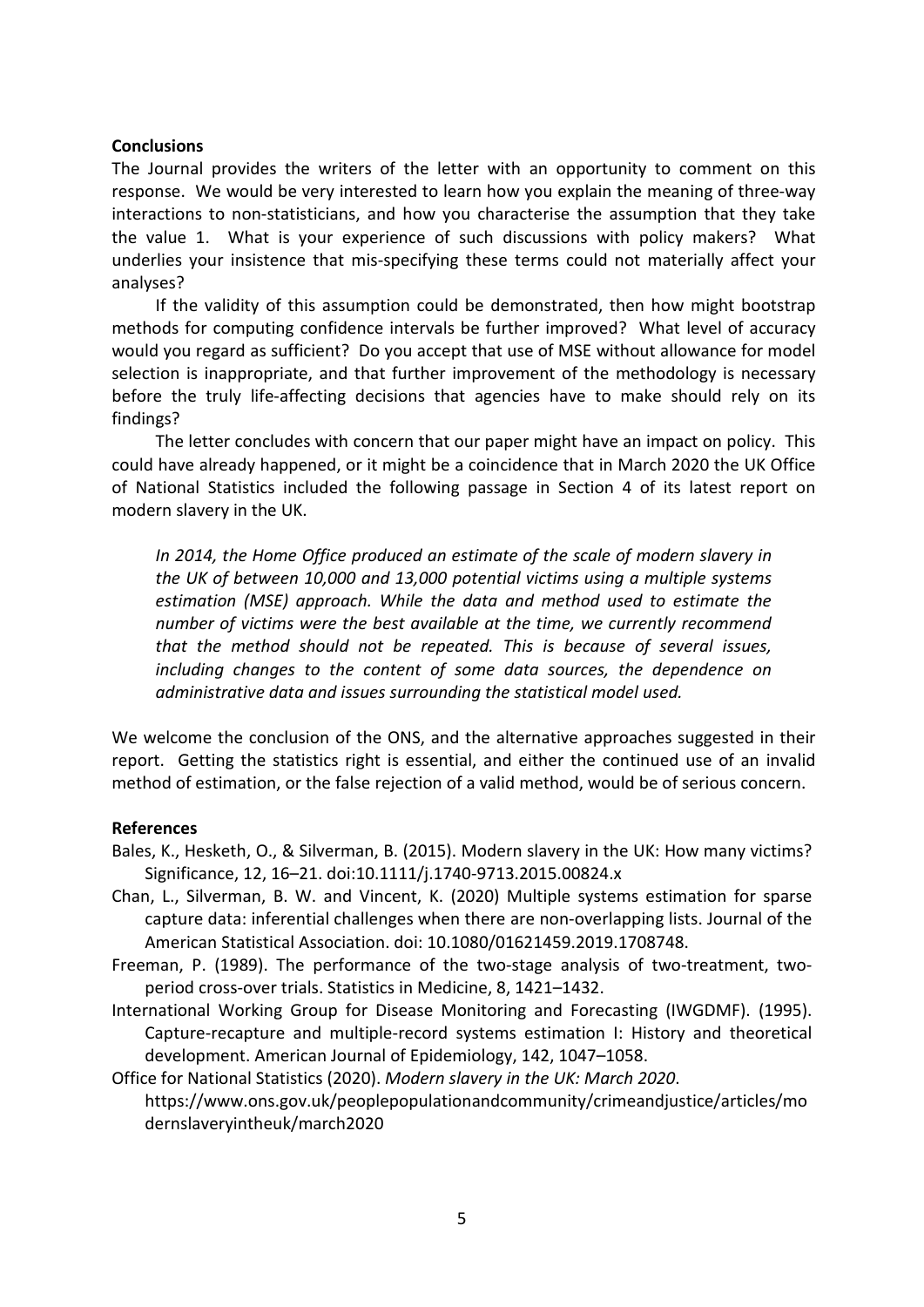**Conclusions**

The Journal provides the writers of the letter with an opportunity to comment on this response. We would be very interested to learn how you explain the meaning of three-way interactions to non-statisticians, and how you characterise the assumption that they take the value 1. What is your experience of such discussions with policy makers? What underlies your insistence that mis-specifying these terms could not materially affect your analyses?

If the validity of this assumption could be demonstrated, then how might bootstrap methods for computing confidence intervals be further improved? What level of accuracy would you regard as sufficient? Do you accept that use of MSE without allowance for model selection is inappropriate, and that further improvement of the methodology is necessary before the truly life-affecting decisions that agencies have to make should rely on its findings?

The letter concludes with concern that our paper might have an impact on policy. This could have already happened, or it might be a coincidence that in March 2020 the UK Office of National Statistics included the following passage in Section 4 of its latest report on modern slavery in the UK.

> *In 2014, the Home Office produced an estimate of the scale of modern slavery in the UK of between 10,000 and 13,000 potential victims using a multiple systems estimation (MSE) approach. While the data and method used to estimate the number of victims were the best available at the time, we currently recommend that the method should not be repeated. This is because of several issues, including changes to the content of some data sources, the dependence on administrative data and issues surrounding the statistical model used.*

We welcome the conclusion of the ONS, and the alternative approaches suggested in their report. Getting the statistics right is essential, and either the continued use of an invalid method of estimation, or the false rejection of a valid method, would be of serious concern.

**References**

Bales, K., Hesketh, O., & Silverman, B. (2015). Modern slavery in the UK: How many victims? Significance, 12, 16–21. doi:10.1111/j.1740-9713.2015.00824.x

Chan, L., Silverman, B. W. and Vincent, K. (2020) Multiple systems estimation for sparse capture data: inferential challenges when there are non-overlapping lists. Journal of the American Statistical Association. doi: 10.1080/01621459.2019.1708748.

Freeman, P. (1989). The performance of the two-stage analysis of two-treatment, two-period cross-over trials. Statistics in Medicine, 8, 1421–1432.

International Working Group for Disease Monitoring and Forecasting (IWGDMF). (1995). Capture-recapture and multiple-record systems estimation I: History and theoretical development. American Journal of Epidemiology, 142, 1047–1058.

Office for National Statistics (2020). *Modern slavery in the UK: March 2020*. https://www.ons.gov.uk/peoplepopulationandcommunity/crimeandjustice/articles/modernslaveryintheuk/march2020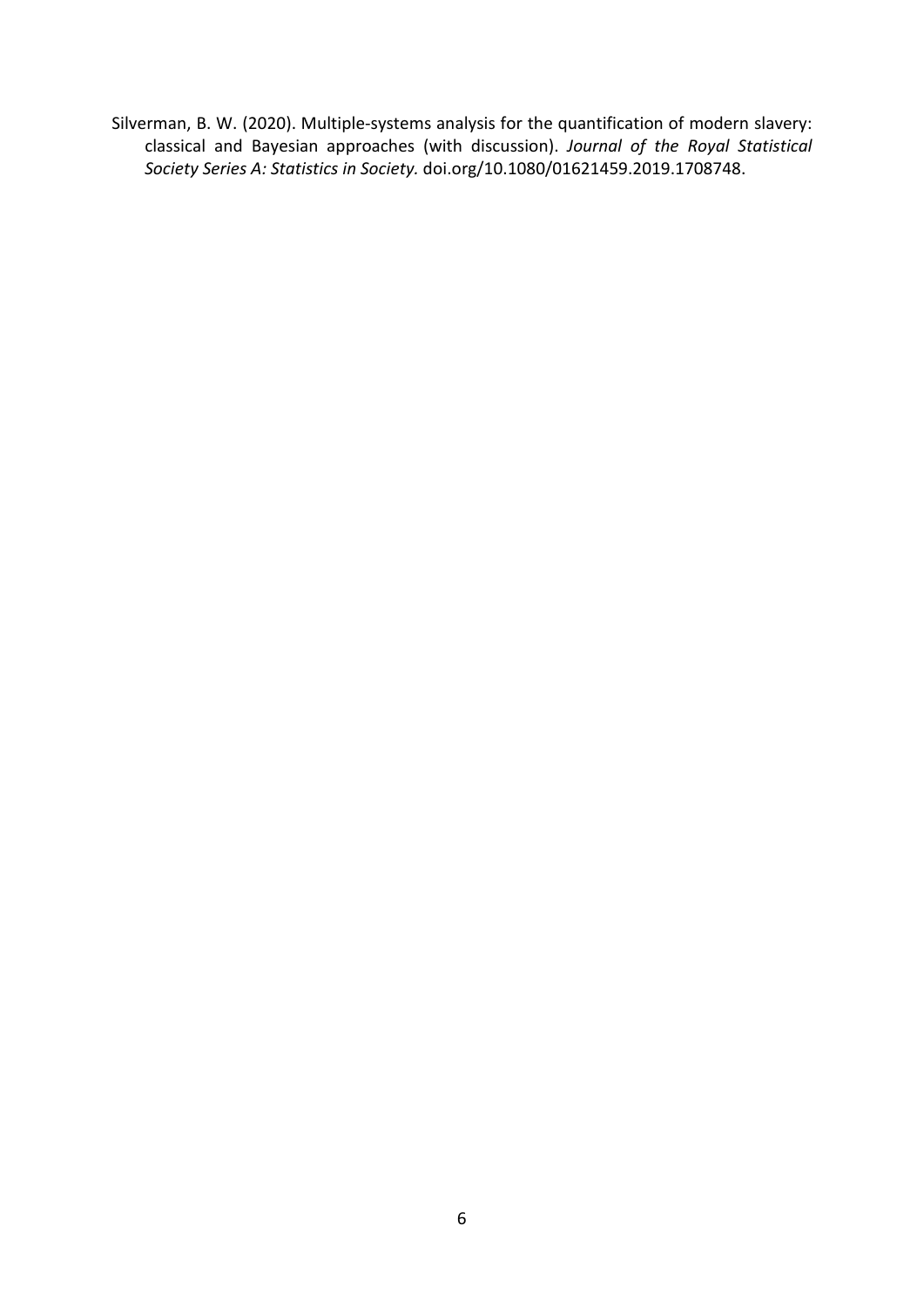Silverman, B. W. (2020). Multiple-systems analysis for the quantification of modern slavery: classical and Bayesian approaches (with discussion). *Journal of the Royal Statistical Society Series A: Statistics in Society.* doi.org/10.1080/01621459.2019.1708748.